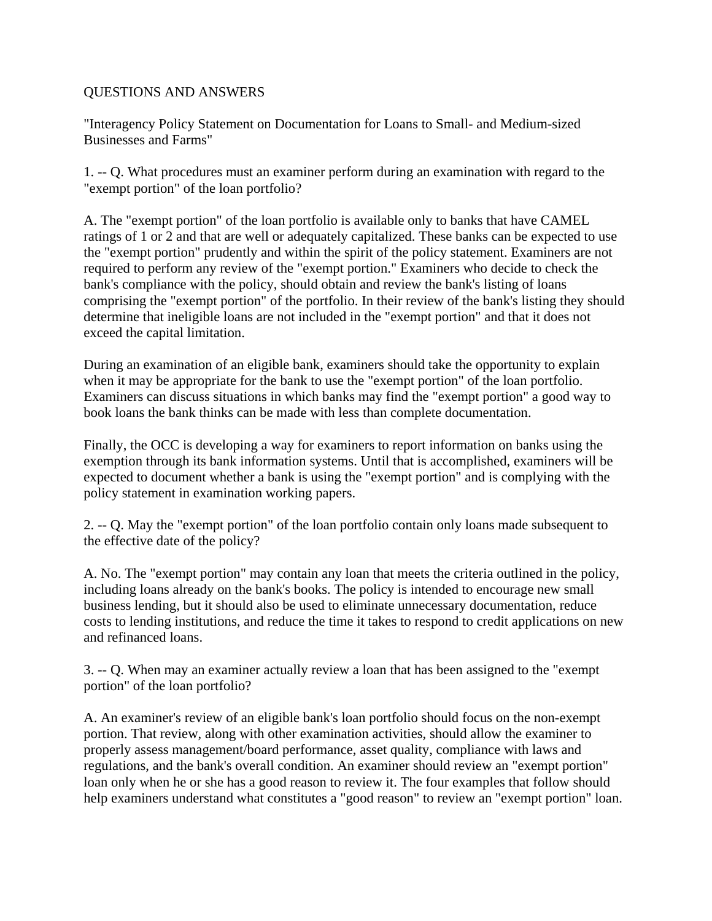# QUESTIONS AND ANSWERS

"Interagency Policy Statement on Documentation for Loans to Small- and Medium-sized Businesses and Farms"

1. -- Q. What procedures must an examiner perform during an examination with regard to the "exempt portion" of the loan portfolio?

A. The "exempt portion" of the loan portfolio is available only to banks that have CAMEL ratings of 1 or 2 and that are well or adequately capitalized. These banks can be expected to use the "exempt portion" prudently and within the spirit of the policy statement. Examiners are not required to perform any review of the "exempt portion." Examiners who decide to check the bank's compliance with the policy, should obtain and review the bank's listing of loans comprising the "exempt portion" of the portfolio. In their review of the bank's listing they should determine that ineligible loans are not included in the "exempt portion" and that it does not exceed the capital limitation.

During an examination of an eligible bank, examiners should take the opportunity to explain when it may be appropriate for the bank to use the "exempt portion" of the loan portfolio. Examiners can discuss situations in which banks may find the "exempt portion" a good way to book loans the bank thinks can be made with less than complete documentation.

Finally, the OCC is developing a way for examiners to report information on banks using the exemption through its bank information systems. Until that is accomplished, examiners will be expected to document whether a bank is using the "exempt portion" and is complying with the policy statement in examination working papers.

2. -- Q. May the "exempt portion" of the loan portfolio contain only loans made subsequent to the effective date of the policy?

A. No. The "exempt portion" may contain any loan that meets the criteria outlined in the policy, including loans already on the bank's books. The policy is intended to encourage new small business lending, but it should also be used to eliminate unnecessary documentation, reduce costs to lending institutions, and reduce the time it takes to respond to credit applications on new and refinanced loans.

3. -- Q. When may an examiner actually review a loan that has been assigned to the "exempt portion" of the loan portfolio?

A. An examiner's review of an eligible bank's loan portfolio should focus on the non-exempt portion. That review, along with other examination activities, should allow the examiner to properly assess management/board performance, asset quality, compliance with laws and regulations, and the bank's overall condition. An examiner should review an "exempt portion" loan only when he or she has a good reason to review it. The four examples that follow should help examiners understand what constitutes a "good reason" to review an "exempt portion" loan.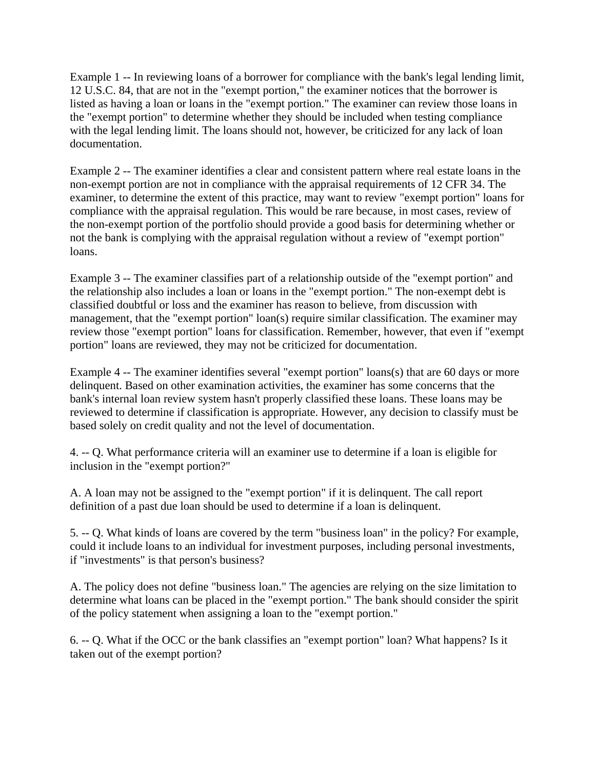Example 1 -- In reviewing loans of a borrower for compliance with the bank's legal lending limit, 12 U.S.C. 84, that are not in the "exempt portion," the examiner notices that the borrower is listed as having a loan or loans in the "exempt portion." The examiner can review those loans in the "exempt portion" to determine whether they should be included when testing compliance with the legal lending limit. The loans should not, however, be criticized for any lack of loan documentation.

Example 2 -- The examiner identifies a clear and consistent pattern where real estate loans in the non-exempt portion are not in compliance with the appraisal requirements of 12 CFR 34. The examiner, to determine the extent of this practice, may want to review "exempt portion" loans for compliance with the appraisal regulation. This would be rare because, in most cases, review of the non-exempt portion of the portfolio should provide a good basis for determining whether or not the bank is complying with the appraisal regulation without a review of "exempt portion" loans.

Example 3 -- The examiner classifies part of a relationship outside of the "exempt portion" and the relationship also includes a loan or loans in the "exempt portion." The non-exempt debt is classified doubtful or loss and the examiner has reason to believe, from discussion with management, that the "exempt portion" loan(s) require similar classification. The examiner may review those "exempt portion" loans for classification. Remember, however, that even if "exempt portion" loans are reviewed, they may not be criticized for documentation.

Example 4 -- The examiner identifies several "exempt portion" loans(s) that are 60 days or more delinquent. Based on other examination activities, the examiner has some concerns that the bank's internal loan review system hasn't properly classified these loans. These loans may be reviewed to determine if classification is appropriate. However, any decision to classify must be based solely on credit quality and not the level of documentation.

4. -- Q. What performance criteria will an examiner use to determine if a loan is eligible for inclusion in the "exempt portion?"

A. A loan may not be assigned to the "exempt portion" if it is delinquent. The call report definition of a past due loan should be used to determine if a loan is delinquent.

5. -- Q. What kinds of loans are covered by the term "business loan" in the policy? For example, could it include loans to an individual for investment purposes, including personal investments, if "investments" is that person's business?

A. The policy does not define "business loan." The agencies are relying on the size limitation to determine what loans can be placed in the "exempt portion." The bank should consider the spirit of the policy statement when assigning a loan to the "exempt portion."

6. -- Q. What if the OCC or the bank classifies an "exempt portion" loan? What happens? Is it taken out of the exempt portion?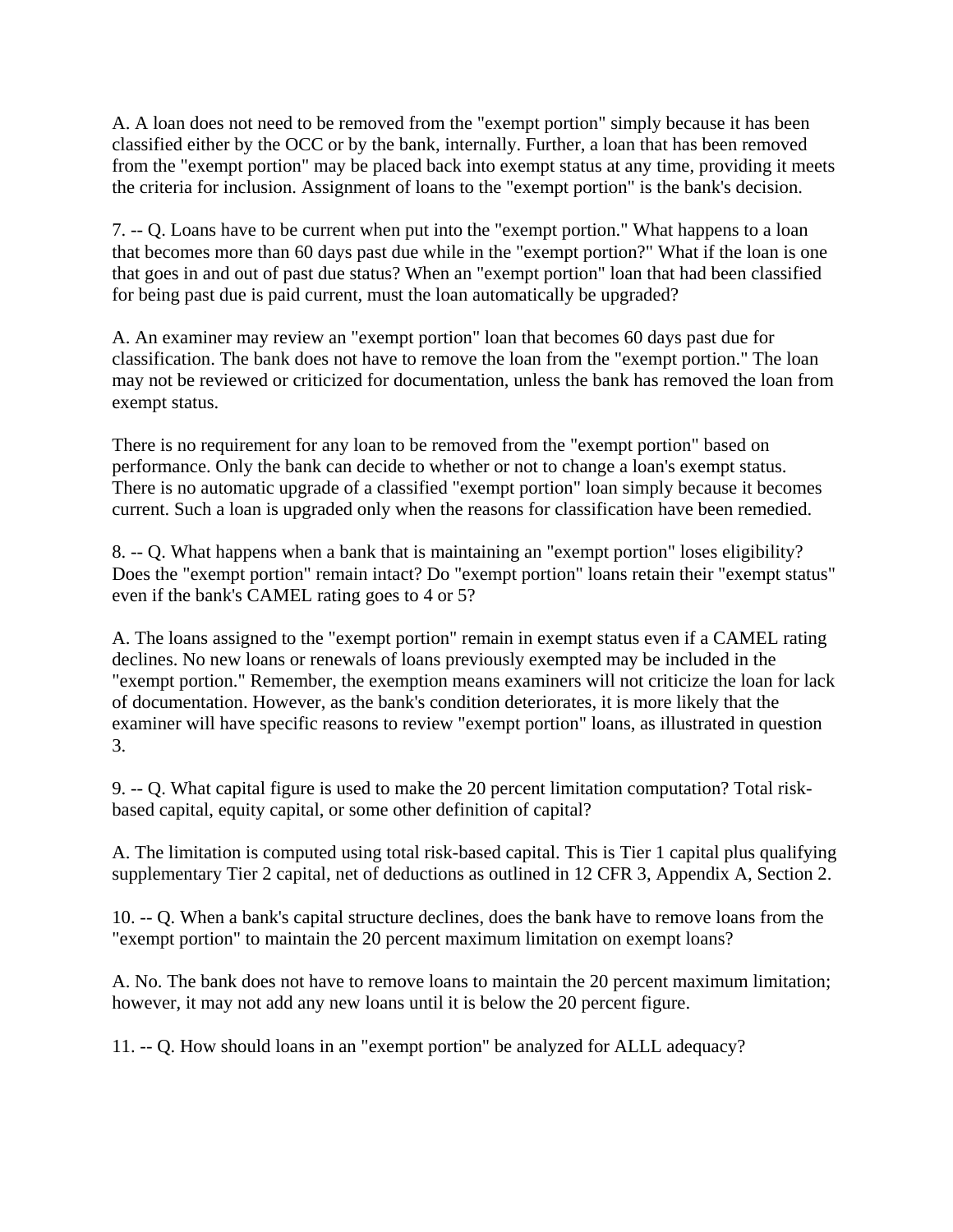A. A loan does not need to be removed from the "exempt portion" simply because it has been classified either by the OCC or by the bank, internally. Further, a loan that has been removed from the "exempt portion" may be placed back into exempt status at any time, providing it meets the criteria for inclusion. Assignment of loans to the "exempt portion" is the bank's decision.

7. -- Q. Loans have to be current when put into the "exempt portion." What happens to a loan that becomes more than 60 days past due while in the "exempt portion?" What if the loan is one that goes in and out of past due status? When an "exempt portion" loan that had been classified for being past due is paid current, must the loan automatically be upgraded?

A. An examiner may review an "exempt portion" loan that becomes 60 days past due for classification. The bank does not have to remove the loan from the "exempt portion." The loan may not be reviewed or criticized for documentation, unless the bank has removed the loan from exempt status.

There is no requirement for any loan to be removed from the "exempt portion" based on performance. Only the bank can decide to whether or not to change a loan's exempt status. There is no automatic upgrade of a classified "exempt portion" loan simply because it becomes current. Such a loan is upgraded only when the reasons for classification have been remedied.

8. -- Q. What happens when a bank that is maintaining an "exempt portion" loses eligibility? Does the "exempt portion" remain intact? Do "exempt portion" loans retain their "exempt status" even if the bank's CAMEL rating goes to 4 or 5?

A. The loans assigned to the "exempt portion" remain in exempt status even if a CAMEL rating declines. No new loans or renewals of loans previously exempted may be included in the "exempt portion." Remember, the exemption means examiners will not criticize the loan for lack of documentation. However, as the bank's condition deteriorates, it is more likely that the examiner will have specific reasons to review "exempt portion" loans, as illustrated in question 3.

9. -- Q. What capital figure is used to make the 20 percent limitation computation? Total risk-based capital, equity capital, or some other definition of capital?

A. The limitation is computed using total risk-based capital. This is Tier 1 capital plus qualifying supplementary Tier 2 capital, net of deductions as outlined in 12 CFR 3, Appendix A, Section 2.

10. -- Q. When a bank's capital structure declines, does the bank have to remove loans from the "exempt portion" to maintain the 20 percent maximum limitation on exempt loans?

A. No. The bank does not have to remove loans to maintain the 20 percent maximum limitation; however, it may not add any new loans until it is below the 20 percent figure.

11. -- Q. How should loans in an "exempt portion" be analyzed for ALLL adequacy?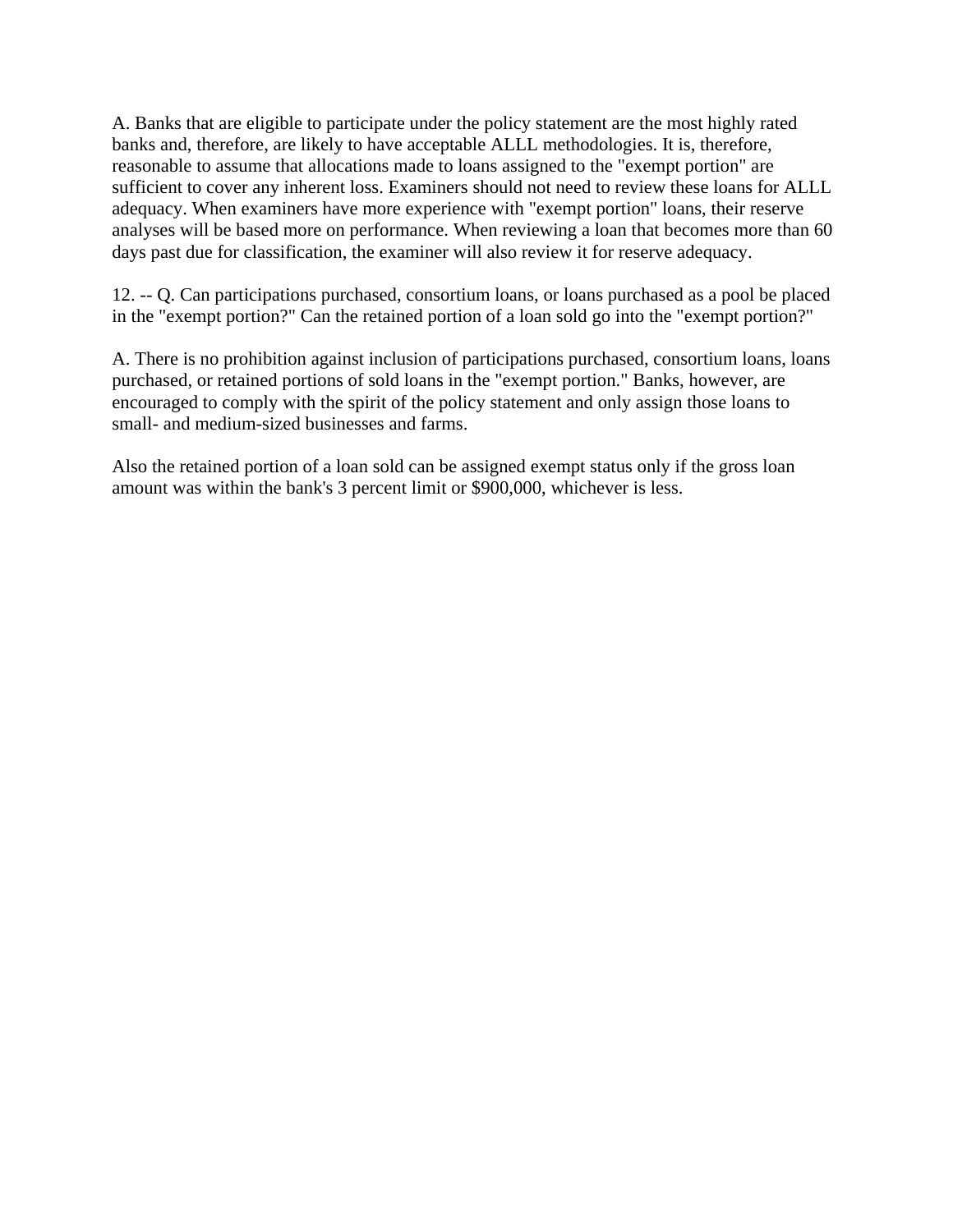A. Banks that are eligible to participate under the policy statement are the most highly rated banks and, therefore, are likely to have acceptable ALLL methodologies. It is, therefore, reasonable to assume that allocations made to loans assigned to the "exempt portion" are sufficient to cover any inherent loss. Examiners should not need to review these loans for ALLL adequacy. When examiners have more experience with "exempt portion" loans, their reserve analyses will be based more on performance. When reviewing a loan that becomes more than 60 days past due for classification, the examiner will also review it for reserve adequacy.

12. -- Q. Can participations purchased, consortium loans, or loans purchased as a pool be placed in the "exempt portion?" Can the retained portion of a loan sold go into the "exempt portion?"

A. There is no prohibition against inclusion of participations purchased, consortium loans, loans purchased, or retained portions of sold loans in the "exempt portion." Banks, however, are encouraged to comply with the spirit of the policy statement and only assign those loans to small- and medium-sized businesses and farms.

Also the retained portion of a loan sold can be assigned exempt status only if the gross loan amount was within the bank's 3 percent limit or $900,000, whichever is less.